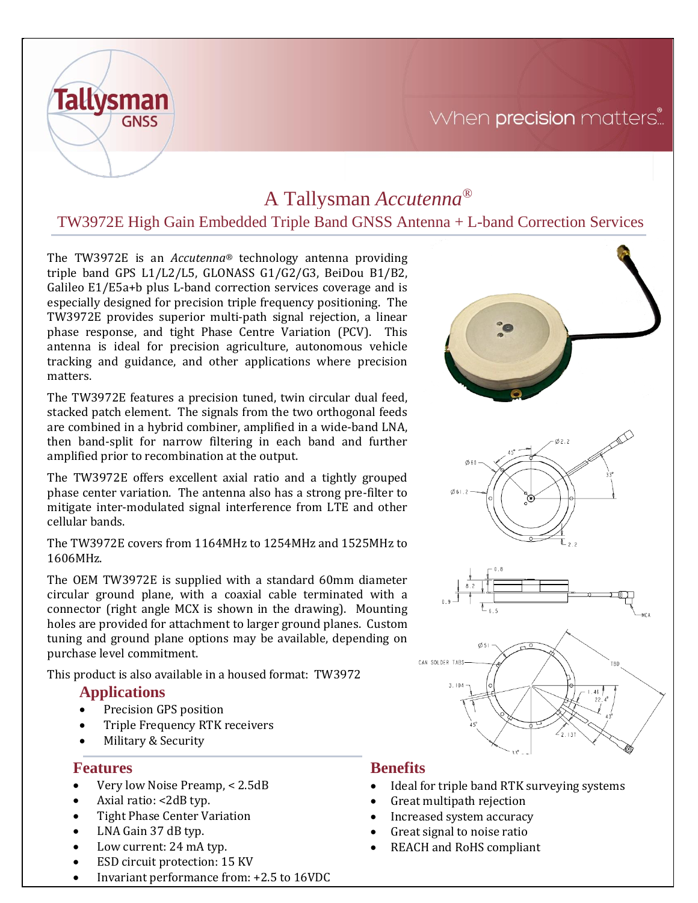# A Tallysman *Accutenna*®

## TW3972E High Gain Embedded Triple Band GNSS Antenna + L-band Correction Services

The TW3972E is an *Accutenna*® technology antenna providing triple band GPS L1/L2/L5, GLONASS G1/G2/G3, BeiDou B1/B2, Galileo E1/E5a+b plus L-band correction services coverage and is especially designed for precision triple frequency positioning. The TW3972E provides superior multi-path signal rejection, a linear phase response, and tight Phase Centre Variation (PCV). This antenna is ideal for precision agriculture, autonomous vehicle tracking and guidance, and other applications where precision matters.

The TW3972E features a precision tuned, twin circular dual feed, stacked patch element. The signals from the two orthogonal feeds are combined in a hybrid combiner, amplified in a wide-band LNA, then band-split for narrow filtering in each band and further amplified prior to recombination at the output.

The TW3972E offers excellent axial ratio and a tightly grouped phase center variation. The antenna also has a strong pre-filter to mitigate inter-modulated signal interference from LTE and other cellular bands.

The TW3972E covers from 1164MHz to 1254MHz and 1525MHz to 1606MHz.

The OEM TW3972E is supplied with a standard 60mm diameter circular ground plane, with a coaxial cable terminated with a connector (right angle MCX is shown in the drawing). Mounting holes are provided for attachment to larger ground planes. Custom tuning and ground plane options may be available, depending on purchase level commitment.

This product is also available in a housed format: TW3972

### Applications

- Precision GPS position
- Triple Frequency RTK receivers
- Military & Security

### Features

- Very low Noise Preamp, < 2.5dB
- Axial ratio: <2dB typ.
- Tight Phase Center Variation
- LNA Gain 37 dB typ.
- Low current: 24 mA typ.
- ESD circuit protection: 15 KV
- Invariant performance from: +2.5 to 16VDC

### Benefits

- Ideal for triple band RTK surveying systems
- Great multipath rejection
- Increased system accuracy
- Great signal to noise ratio
- REACH and RoHS compliant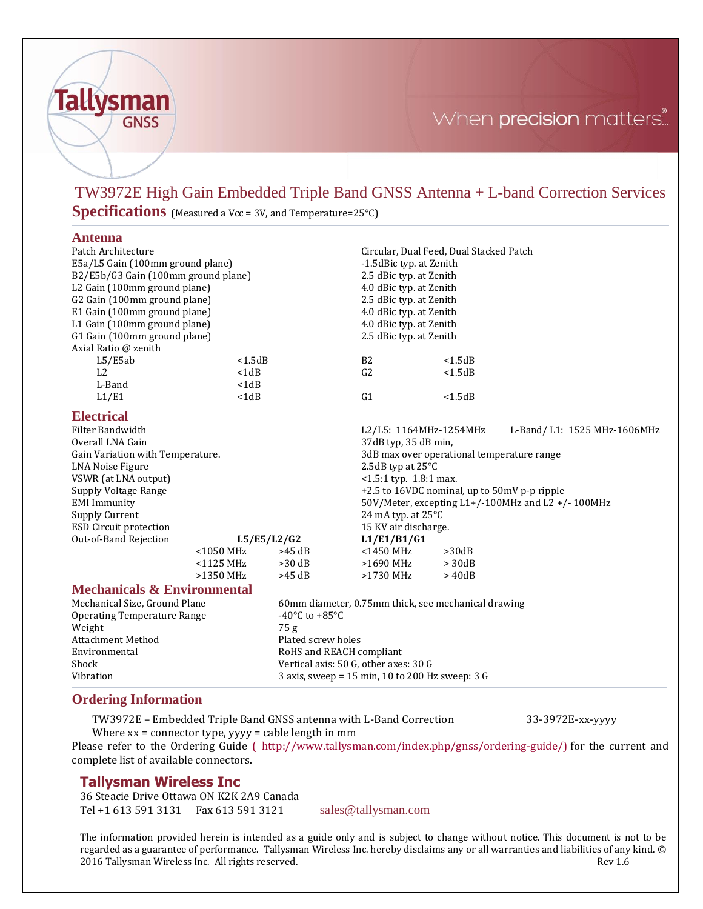# TW3972E High Gain Embedded Triple Band GNSS Antenna + L-band Correction Services

## Specifications (Measured a Vcc = 3V, and Temperature=25°C)

### Antenna

| | |
|---|---|
| Patch Architecture | Circular, Dual Feed, Dual Stacked Patch |
| E5a/L5 Gain (100mm ground plane) | -1.5dBic typ. at Zenith |
| B2/E5b/G3 Gain (100mm ground plane) | 2.5 dBic typ. at Zenith |
| L2 Gain (100mm ground plane) | 4.0 dBic typ. at Zenith |
| G2 Gain (100mm ground plane) | 2.5 dBic typ. at Zenith |
| E1 Gain (100mm ground plane) | 4.0 dBic typ. at Zenith |
| L1 Gain (100mm ground plane) | 4.0 dBic typ. at Zenith |
| G1 Gain (100mm ground plane) | 2.5 dBic typ. at Zenith |

Axial Ratio @ zenith

| | | | |
|---|---|---|---|
| L5/E5ab | <1.5dB | B2 | <1.5dB |
| L2 | <1dB | G2 | <1.5dB |
| L-Band | <1dB | | |
| L1/E1 | <1dB | G1 | <1.5dB |

### Electrical

| | |
|---|---|
| Filter Bandwidth | L2/L5: 1164MHz-1254MHz L-Band/ L1: 1525 MHz-1606MHz |
| Overall LNA Gain | 37dB typ, 35 dB min, |
| Gain Variation with Temperature. | 3dB max over operational temperature range |
| LNA Noise Figure | 2.5dB typ at 25°C |
| VSWR (at LNA output) | <1.5:1 typ. 1.8:1 max. |
| Supply Voltage Range | +2.5 to 16VDC nominal, up to 50mV p-p ripple |
| EMI Immunity | 50V/Meter, excepting L1+/-100MHz and L2 +/- 100MHz |
| Supply Current | 24 mA typ. at 25°C |
| ESD Circuit protection | 15 KV air discharge. |

Out-of-Band Rejection

| L5/E5/L2/G2 | | L1/E1/B1/G1 | |
|---|---|---|---|
| <1050 MHz | >45 dB | <1450 MHz | >30dB |
| <1125 MHz | >30 dB | >1690 MHz | > 30dB |
| >1350 MHz | >45 dB | >1730 MHz | > 40dB |

### Mechanicals & Environmental

| | |
|---|---|
| Mechanical Size, Ground Plane | 60mm diameter, 0.75mm thick, see mechanical drawing |
| Operating Temperature Range | -40°C to +85°C |
| Weight | 75 g |
| Attachment Method | Plated screw holes |
| Environmental | RoHS and REACH compliant |
| Shock | Vertical axis: 50 G, other axes: 30 G |
| Vibration | 3 axis, sweep = 15 min, 10 to 200 Hz sweep: 3 G |

### Ordering Information

TW3972E – Embedded Triple Band GNSS antenna with L-Band Correction 33-3972E-xx-yyyy
Where xx = connector type, yyyy = cable length in mm

Please refer to the Ordering Guide ( http://www.tallysman.com/index.php/gnss/ordering-guide/) for the current and complete list of available connectors.

**Tallysman Wireless Inc**

36 Steacie Drive Ottawa ON K2K 2A9 Canada
Tel +1 613 591 3131 Fax 613 591 3121 sales@tallysman.com

The information provided herein is intended as a guide only and is subject to change without notice. This document is not to be regarded as a guarantee of performance. Tallysman Wireless Inc. hereby disclaims any or all warranties and liabilities of any kind. © 2016 Tallysman Wireless Inc. All rights reserved. Rev 1.6